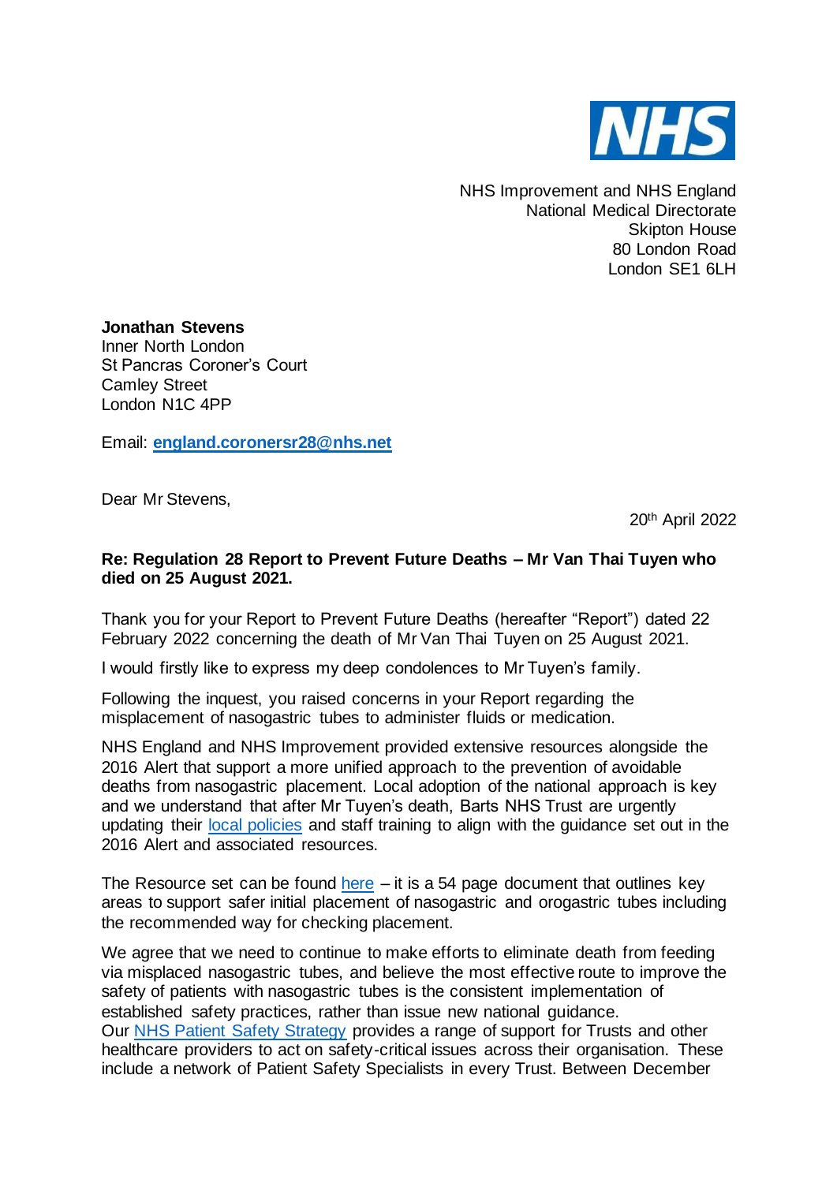NHS

NHS Improvement and NHS England
National Medical Directorate
Skipton House
80 London Road
London SE1 6LH

**Jonathan Stevens**
Inner North London
St Pancras Coroner's Court
Camley Street
London N1C 4PP

Email: **england.coronersr28@nhs.net**

Dear Mr Stevens,

20th April 2022

**Re: Regulation 28 Report to Prevent Future Deaths – Mr Van Thai Tuyen who died on 25 August 2021.**

Thank you for your Report to Prevent Future Deaths (hereafter "Report") dated 22 February 2022 concerning the death of Mr Van Thai Tuyen on 25 August 2021.

I would firstly like to express my deep condolences to Mr Tuyen's family.

Following the inquest, you raised concerns in your Report regarding the misplacement of nasogastric tubes to administer fluids or medication.

NHS England and NHS Improvement provided extensive resources alongside the 2016 Alert that support a more unified approach to the prevention of avoidable deaths from nasogastric placement. Local adoption of the national approach is key and we understand that after Mr Tuyen's death, Barts NHS Trust are urgently updating their local policies and staff training to align with the guidance set out in the 2016 Alert and associated resources.

The Resource set can be found here – it is a 54 page document that outlines key areas to support safer initial placement of nasogastric and orogastric tubes including the recommended way for checking placement.

We agree that we need to continue to make efforts to eliminate death from feeding via misplaced nasogastric tubes, and believe the most effective route to improve the safety of patients with nasogastric tubes is the consistent implementation of established safety practices, rather than issue new national guidance.
Our NHS Patient Safety Strategy provides a range of support for Trusts and other healthcare providers to act on safety-critical issues across their organisation. These include a network of Patient Safety Specialists in every Trust. Between December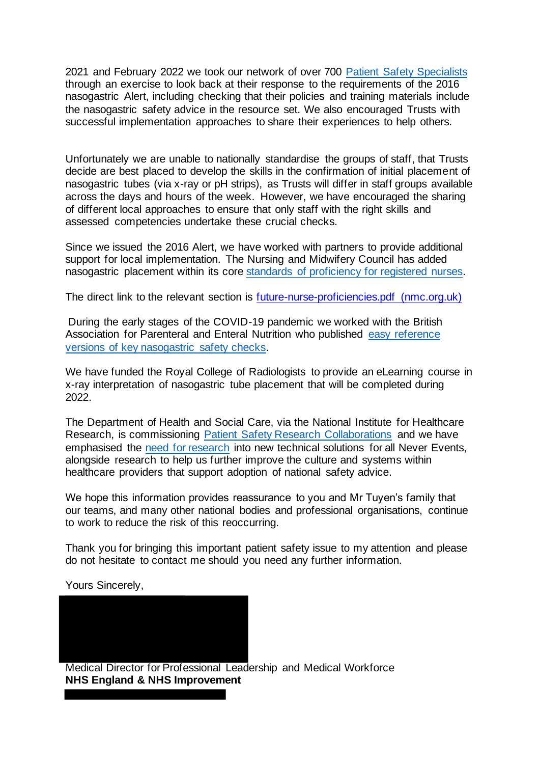2021 and February 2022 we took our network of over 700 Patient Safety Specialists through an exercise to look back at their response to the requirements of the 2016 nasogastric Alert, including checking that their policies and training materials include the nasogastric safety advice in the resource set. We also encouraged Trusts with successful implementation approaches to share their experiences to help others.

Unfortunately we are unable to nationally standardise the groups of staff, that Trusts decide are best placed to develop the skills in the confirmation of initial placement of nasogastric tubes (via x-ray or pH strips), as Trusts will differ in staff groups available across the days and hours of the week. However, we have encouraged the sharing of different local approaches to ensure that only staff with the right skills and assessed competencies undertake these crucial checks.

Since we issued the 2016 Alert, we have worked with partners to provide additional support for local implementation. The Nursing and Midwifery Council has added nasogastric placement within its core standards of proficiency for registered nurses.

The direct link to the relevant section is future-nurse-proficiencies.pdf (nmc.org.uk)

During the early stages of the COVID-19 pandemic we worked with the British Association for Parenteral and Enteral Nutrition who published easy reference versions of key nasogastric safety checks.

We have funded the Royal College of Radiologists to provide an eLearning course in x-ray interpretation of nasogastric tube placement that will be completed during 2022.

The Department of Health and Social Care, via the National Institute for Healthcare Research, is commissioning Patient Safety Research Collaborations and we have emphasised the need for research into new technical solutions for all Never Events, alongside research to help us further improve the culture and systems within healthcare providers that support adoption of national safety advice.

We hope this information provides reassurance to you and Mr Tuyen's family that our teams, and many other national bodies and professional organisations, continue to work to reduce the risk of this reoccurring.

Thank you for bringing this important patient safety issue to my attention and please do not hesitate to contact me should you need any further information.

Yours Sincerely,

Medical Director for Professional Leadership and Medical Workforce
**NHS England & NHS Improvement**